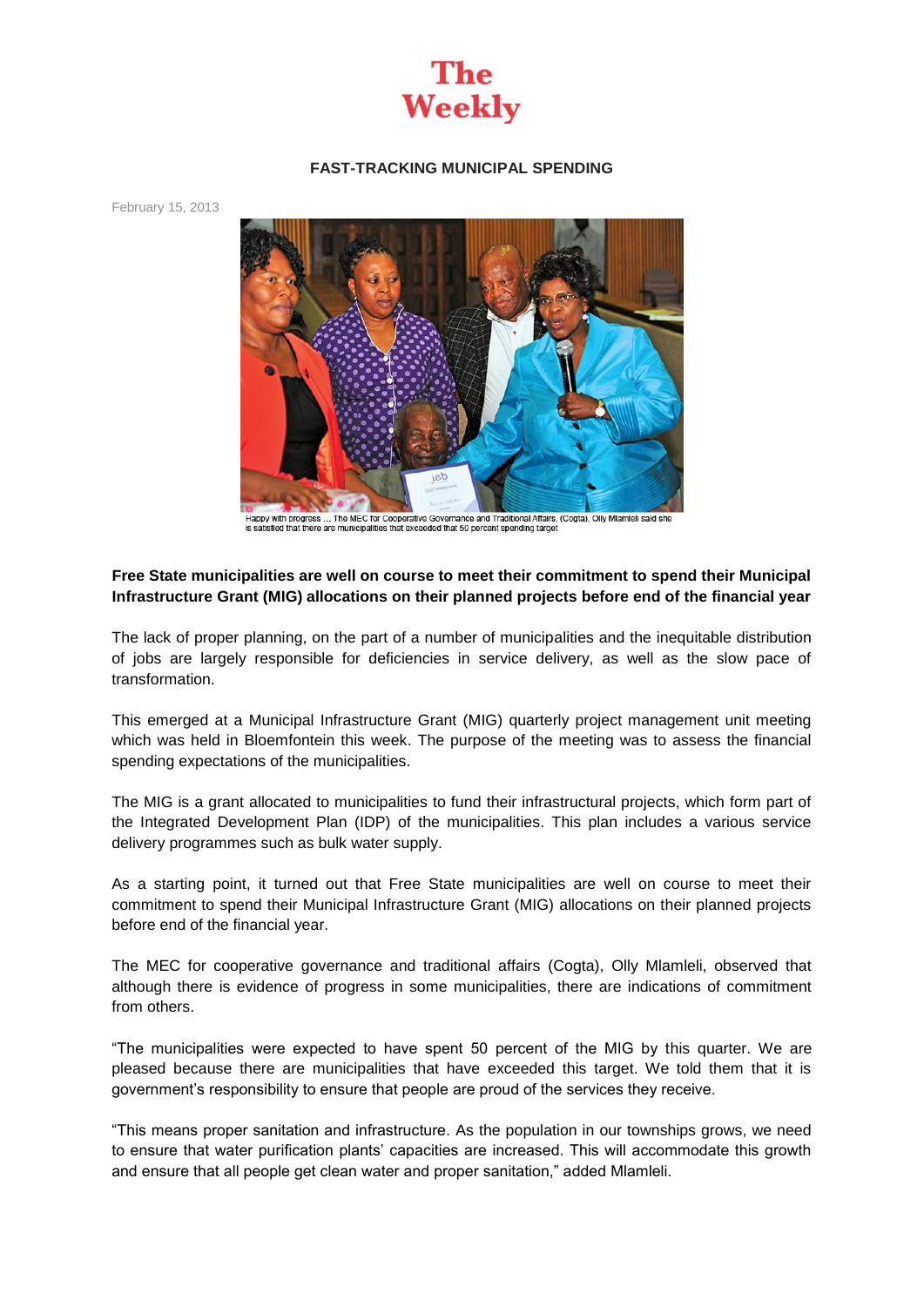# The Weekly

## FAST-TRACKING MUNICIPAL SPENDING

February 15, 2013

Happy with progress ... The MEC for Cooperative Governance and Traditional Affairs, (Cogta), Olly Mlamleli said she is satisfied that there are municipalities that exceeded that 50 percent spending target

**Free State municipalities are well on course to meet their commitment to spend their Municipal Infrastructure Grant (MIG) allocations on their planned projects before end of the financial year**

The lack of proper planning, on the part of a number of municipalities and the inequitable distribution of jobs are largely responsible for deficiencies in service delivery, as well as the slow pace of transformation.

This emerged at a Municipal Infrastructure Grant (MIG) quarterly project management unit meeting which was held in Bloemfontein this week. The purpose of the meeting was to assess the financial spending expectations of the municipalities.

The MIG is a grant allocated to municipalities to fund their infrastructural projects, which form part of the Integrated Development Plan (IDP) of the municipalities. This plan includes a various service delivery programmes such as bulk water supply.

As a starting point, it turned out that Free State municipalities are well on course to meet their commitment to spend their Municipal Infrastructure Grant (MIG) allocations on their planned projects before end of the financial year.

The MEC for cooperative governance and traditional affairs (Cogta), Olly Mlamleli, observed that although there is evidence of progress in some municipalities, there are indications of commitment from others.

"The municipalities were expected to have spent 50 percent of the MIG by this quarter. We are pleased because there are municipalities that have exceeded this target. We told them that it is government's responsibility to ensure that people are proud of the services they receive.

"This means proper sanitation and infrastructure. As the population in our townships grows, we need to ensure that water purification plants' capacities are increased. This will accommodate this growth and ensure that all people get clean water and proper sanitation," added Mlamleli.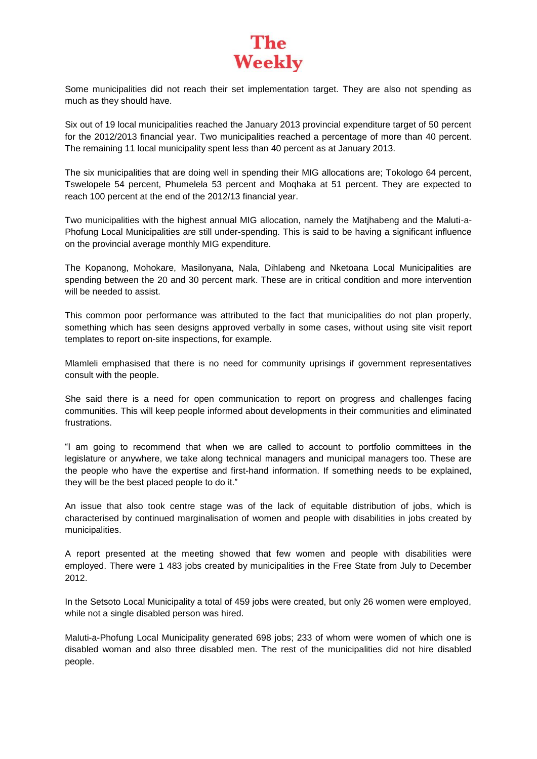Some municipalities did not reach their set implementation target. They are also not spending as much as they should have.

Six out of 19 local municipalities reached the January 2013 provincial expenditure target of 50 percent for the 2012/2013 financial year. Two municipalities reached a percentage of more than 40 percent. The remaining 11 local municipality spent less than 40 percent as at January 2013.

The six municipalities that are doing well in spending their MIG allocations are; Tokologo 64 percent, Tswelopele 54 percent, Phumelela 53 percent and Moqhaka at 51 percent. They are expected to reach 100 percent at the end of the 2012/13 financial year.

Two municipalities with the highest annual MIG allocation, namely the Matjhabeng and the Maluti-a-Phofung Local Municipalities are still under-spending. This is said to be having a significant influence on the provincial average monthly MIG expenditure.

The Kopanong, Mohokare, Masilonyana, Nala, Dihlabeng and Nketoana Local Municipalities are spending between the 20 and 30 percent mark. These are in critical condition and more intervention will be needed to assist.

This common poor performance was attributed to the fact that municipalities do not plan properly, something which has seen designs approved verbally in some cases, without using site visit report templates to report on-site inspections, for example.

Mlamleli emphasised that there is no need for community uprisings if government representatives consult with the people.

She said there is a need for open communication to report on progress and challenges facing communities. This will keep people informed about developments in their communities and eliminated frustrations.

"I am going to recommend that when we are called to account to portfolio committees in the legislature or anywhere, we take along technical managers and municipal managers too. These are the people who have the expertise and first-hand information. If something needs to be explained, they will be the best placed people to do it."

An issue that also took centre stage was of the lack of equitable distribution of jobs, which is characterised by continued marginalisation of women and people with disabilities in jobs created by municipalities.

A report presented at the meeting showed that few women and people with disabilities were employed. There were 1 483 jobs created by municipalities in the Free State from July to December 2012.

In the Setsoto Local Municipality a total of 459 jobs were created, but only 26 women were employed, while not a single disabled person was hired.

Maluti-a-Phofung Local Municipality generated 698 jobs; 233 of whom were women of which one is disabled woman and also three disabled men. The rest of the municipalities did not hire disabled people.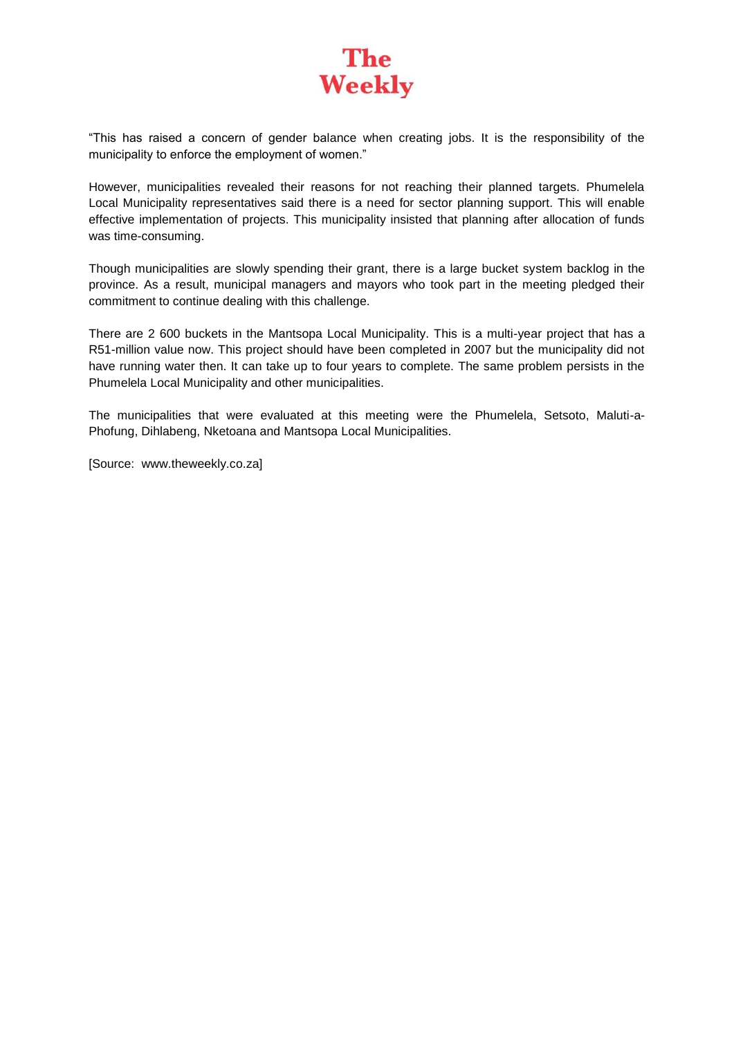"This has raised a concern of gender balance when creating jobs. It is the responsibility of the municipality to enforce the employment of women."

However, municipalities revealed their reasons for not reaching their planned targets. Phumelela Local Municipality representatives said there is a need for sector planning support. This will enable effective implementation of projects. This municipality insisted that planning after allocation of funds was time-consuming.

Though municipalities are slowly spending their grant, there is a large bucket system backlog in the province. As a result, municipal managers and mayors who took part in the meeting pledged their commitment to continue dealing with this challenge.

There are 2 600 buckets in the Mantsopa Local Municipality. This is a multi-year project that has a R51-million value now. This project should have been completed in 2007 but the municipality did not have running water then. It can take up to four years to complete. The same problem persists in the Phumelela Local Municipality and other municipalities.

The municipalities that were evaluated at this meeting were the Phumelela, Setsoto, Maluti-a-Phofung, Dihlabeng, Nketoana and Mantsopa Local Municipalities.

[Source: www.theweekly.co.za]